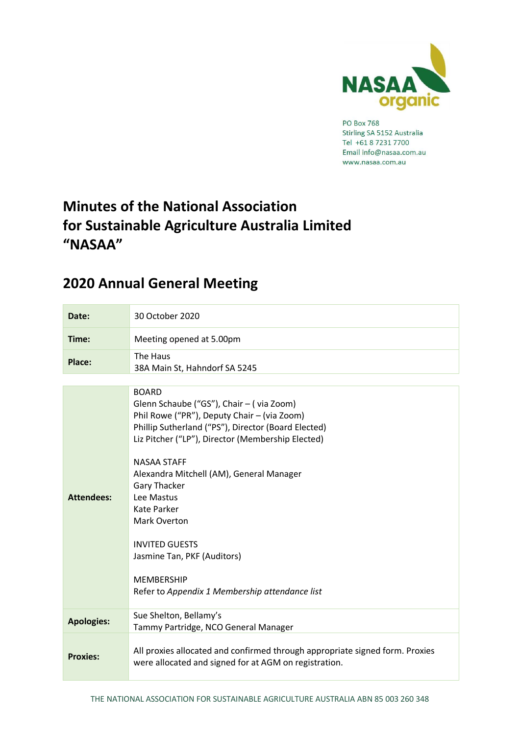NASAA organic

PO Box 768
Stirling SA 5152 Australia
Tel +61 8 7231 7700
Email info@nasaa.com.au
www.nasaa.com.au

# Minutes of the National Association for Sustainable Agriculture Australia Limited "NASAA"

## 2020 Annual General Meeting

| | |
|---|---|
| **Date:** | 30 October 2020 |
| **Time:** | Meeting opened at 5.00pm |
| **Place:** | The Haus<br>38A Main St, Hahndorf SA 5245 |

| | |
|---|---|
| **Attendees:** | BOARD<br>Glenn Schaube ("GS"), Chair – ( via Zoom)<br>Phil Rowe ("PR"), Deputy Chair – (via Zoom)<br>Phillip Sutherland ("PS"), Director (Board Elected)<br>Liz Pitcher ("LP"), Director (Membership Elected)<br><br>NASAA STAFF<br>Alexandra Mitchell (AM), General Manager<br>Gary Thacker<br>Lee Mastus<br>Kate Parker<br>Mark Overton<br><br>INVITED GUESTS<br>Jasmine Tan, PKF (Auditors)<br><br>MEMBERSHIP<br>Refer to *Appendix 1 Membership attendance list* |
| **Apologies:** | Sue Shelton, Bellamy's<br>Tammy Partridge, NCO General Manager |
| **Proxies:** | All proxies allocated and confirmed through appropriate signed form. Proxies were allocated and signed for at AGM on registration. |

THE NATIONAL ASSOCIATION FOR SUSTAINABLE AGRICULTURE AUSTRALIA ABN 85 003 260 348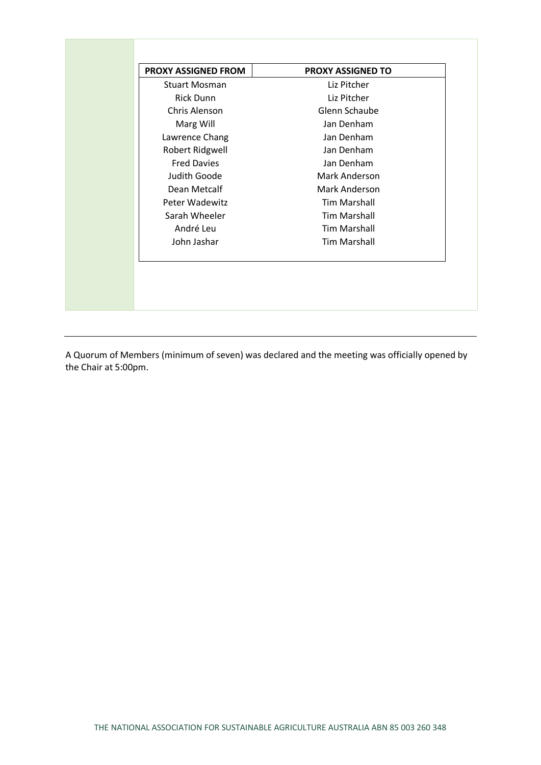| PROXY ASSIGNED FROM | PROXY ASSIGNED TO |
|---|---|
| Stuart Mosman | Liz Pitcher |
| Rick Dunn | Liz Pitcher |
| Chris Alenson | Glenn Schaube |
| Marg Will | Jan Denham |
| Lawrence Chang | Jan Denham |
| Robert Ridgwell | Jan Denham |
| Fred Davies | Jan Denham |
| Judith Goode | Mark Anderson |
| Dean Metcalf | Mark Anderson |
| Peter Wadewitz | Tim Marshall |
| Sarah Wheeler | Tim Marshall |
| André Leu | Tim Marshall |
| John Jashar | Tim Marshall |

---

A Quorum of Members (minimum of seven) was declared and the meeting was officially opened by the Chair at 5:00pm.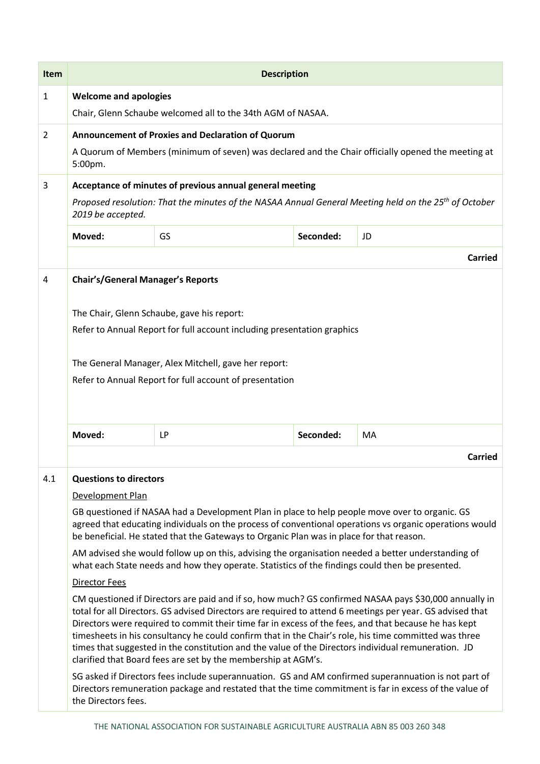| Item | Description | | | |
|---|---|---|---|---|
| 1 | **Welcome and apologies**<br>Chair, Glenn Schaube welcomed all to the 34th AGM of NASAA. | | | |
| 2 | **Announcement of Proxies and Declaration of Quorum**<br>A Quorum of Members (minimum of seven) was declared and the Chair officially opened the meeting at 5:00pm. | | | |
| 3 | **Acceptance of minutes of previous annual general meeting**<br>*Proposed resolution: That the minutes of the NASAA Annual General Meeting held on the 25th of October 2019 be accepted.* | | | |
| | **Moved:** | GS | **Seconded:** | JD |
| | | | | **Carried** |
| 4 | **Chair's/General Manager's Reports**<br><br>The Chair, Glenn Schaube, gave his report:<br>Refer to Annual Report for full account including presentation graphics<br><br>The General Manager, Alex Mitchell, gave her report:<br>Refer to Annual Report for full account of presentation | | | |
| | **Moved:** | LP | **Seconded:** | MA |
| | | | | **Carried** |
| 4.1 | **Questions to directors**<br>Development Plan<br>GB questioned if NASAA had a Development Plan in place to help people move over to organic. GS agreed that educating individuals on the process of conventional operations vs organic operations would be beneficial. He stated that the Gateways to Organic Plan was in place for that reason.<br>AM advised she would follow up on this, advising the organisation needed a better understanding of what each State needs and how they operate. Statistics of the findings could then be presented.<br>Director Fees<br>CM questioned if Directors are paid and if so, how much? GS confirmed NASAA pays $30,000 annually in total for all Directors. GS advised Directors are required to attend 6 meetings per year. GS advised that Directors were required to commit their time far in excess of the fees, and that because he has kept timesheets in his consultancy he could confirm that in the Chair's role, his time committed was three times that suggested in the constitution and the value of the Directors individual remuneration. JD clarified that Board fees are set by the membership at AGM's.<br>SG asked if Directors fees include superannuation. GS and AM confirmed superannuation is not part of Directors remuneration package and restated that the time commitment is far in excess of the value of the Directors fees. | | | |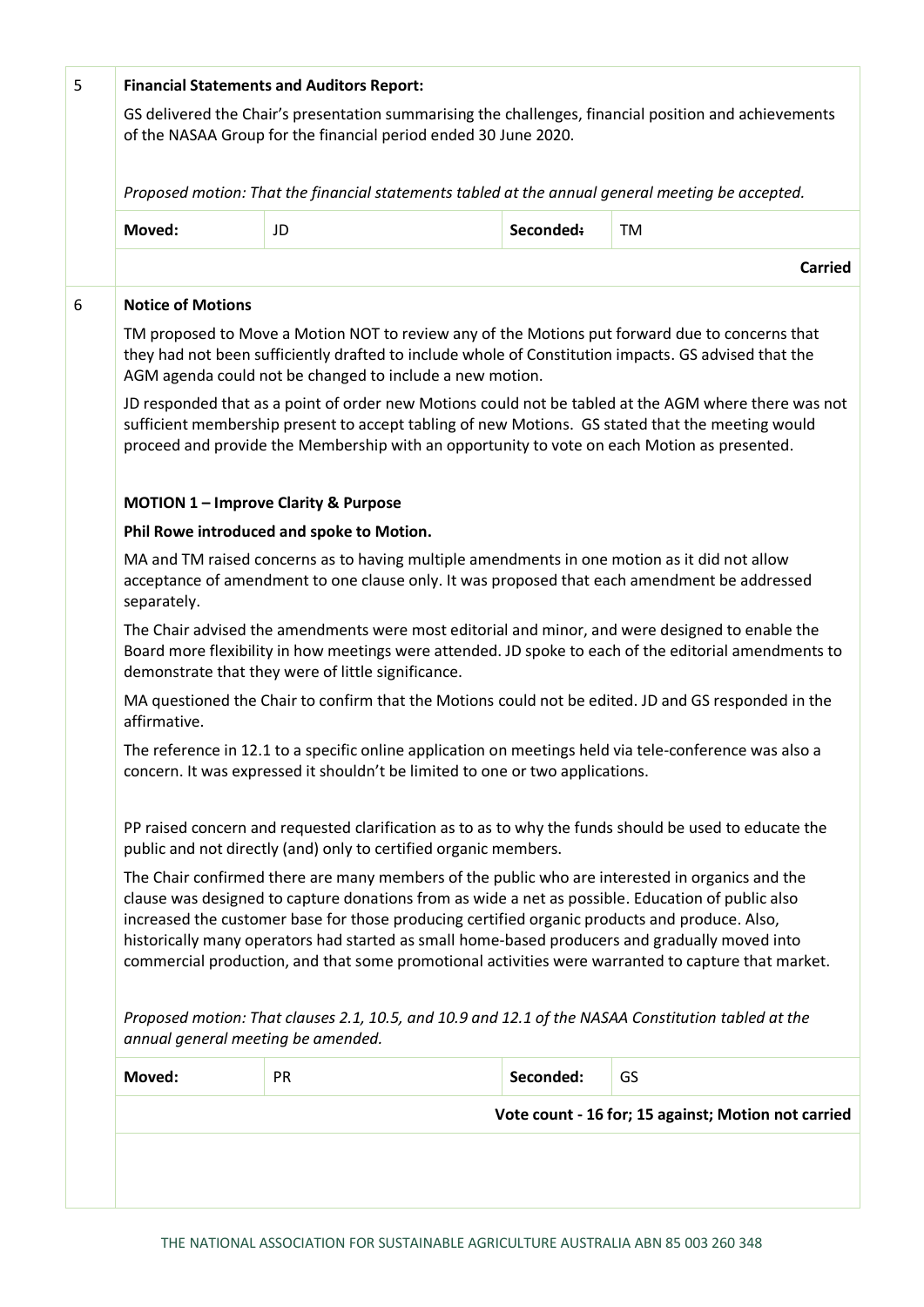**5 Financial Statements and Auditors Report:**

GS delivered the Chair's presentation summarising the challenges, financial position and achievements of the NASAA Group for the financial period ended 30 June 2020.

*Proposed motion: That the financial statements tabled at the annual general meeting be accepted.*

| | | | |
|---|---|---|---|
| **Moved:** | JD | **Seconded:** | TM |
| | | | **Carried** |

**6 Notice of Motions**

TM proposed to Move a Motion NOT to review any of the Motions put forward due to concerns that they had not been sufficiently drafted to include whole of Constitution impacts. GS advised that the AGM agenda could not be changed to include a new motion.

JD responded that as a point of order new Motions could not be tabled at the AGM where there was not sufficient membership present to accept tabling of new Motions. GS stated that the meeting would proceed and provide the Membership with an opportunity to vote on each Motion as presented.

**MOTION 1 – Improve Clarity & Purpose**

**Phil Rowe introduced and spoke to Motion.**

MA and TM raised concerns as to having multiple amendments in one motion as it did not allow acceptance of amendment to one clause only. It was proposed that each amendment be addressed separately.

The Chair advised the amendments were most editorial and minor, and were designed to enable the Board more flexibility in how meetings were attended. JD spoke to each of the editorial amendments to demonstrate that they were of little significance.

MA questioned the Chair to confirm that the Motions could not be edited. JD and GS responded in the affirmative.

The reference in 12.1 to a specific online application on meetings held via tele-conference was also a concern. It was expressed it shouldn't be limited to one or two applications.

PP raised concern and requested clarification as to as to why the funds should be used to educate the public and not directly (and) only to certified organic members.

The Chair confirmed there are many members of the public who are interested in organics and the clause was designed to capture donations from as wide a net as possible. Education of public also increased the customer base for those producing certified organic products and produce. Also, historically many operators had started as small home-based producers and gradually moved into commercial production, and that some promotional activities were warranted to capture that market.

*Proposed motion: That clauses 2.1, 10.5, and 10.9 and 12.1 of the NASAA Constitution tabled at the annual general meeting be amended.*

| | | | |
|---|---|---|---|
| **Moved:** | PR | **Seconded:** | GS |
| | | | **Vote count - 16 for; 15 against; Motion not carried** |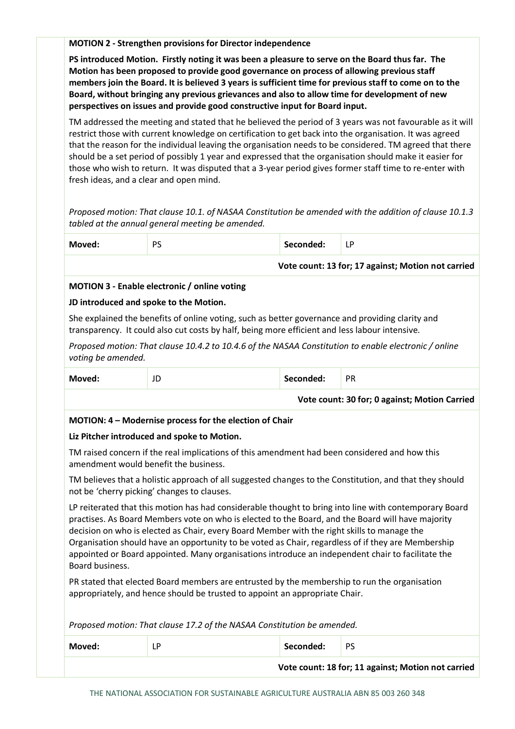**MOTION 2 - Strengthen provisions for Director independence**

**PS introduced Motion. Firstly noting it was been a pleasure to serve on the Board thus far. The Motion has been proposed to provide good governance on process of allowing previous staff members join the Board. It is believed 3 years is sufficient time for previous staff to come on to the Board, without bringing any previous grievances and also to allow time for development of new perspectives on issues and provide good constructive input for Board input.**

TM addressed the meeting and stated that he believed the period of 3 years was not favourable as it will restrict those with current knowledge on certification to get back into the organisation. It was agreed that the reason for the individual leaving the organisation needs to be considered. TM agreed that there should be a set period of possibly 1 year and expressed that the organisation should make it easier for those who wish to return. It was disputed that a 3-year period gives former staff time to re-enter with fresh ideas, and a clear and open mind.

*Proposed motion: That clause 10.1. of NASAA Constitution be amended with the addition of clause 10.1.3 tabled at the annual general meeting be amended.*

| **Moved:** | PS | **Seconded:** | LP |
|---|---|---|---|
| | | | **Vote count: 13 for; 17 against; Motion not carried** |

**MOTION 3 - Enable electronic / online voting**

**JD introduced and spoke to the Motion.**

She explained the benefits of online voting, such as better governance and providing clarity and transparency. It could also cut costs by half, being more efficient and less labour intensive.

*Proposed motion: That clause 10.4.2 to 10.4.6 of the NASAA Constitution to enable electronic / online voting be amended.*

| **Moved:** | JD | **Seconded:** | PR |
|---|---|---|---|
| | | | **Vote count: 30 for; 0 against; Motion Carried** |

**MOTION: 4 – Modernise process for the election of Chair**

**Liz Pitcher introduced and spoke to Motion.**

TM raised concern if the real implications of this amendment had been considered and how this amendment would benefit the business.

TM believes that a holistic approach of all suggested changes to the Constitution, and that they should not be 'cherry picking' changes to clauses.

LP reiterated that this motion has had considerable thought to bring into line with contemporary Board practises. As Board Members vote on who is elected to the Board, and the Board will have majority decision on who is elected as Chair, every Board Member with the right skills to manage the Organisation should have an opportunity to be voted as Chair, regardless of if they are Membership appointed or Board appointed. Many organisations introduce an independent chair to facilitate the Board business.

PR stated that elected Board members are entrusted by the membership to run the organisation appropriately, and hence should be trusted to appoint an appropriate Chair.

*Proposed motion: That clause 17.2 of the NASAA Constitution be amended.*

| **Moved:** | LP | **Seconded:** | PS |
|---|---|---|---|
| | | | **Vote count: 18 for; 11 against; Motion not carried** |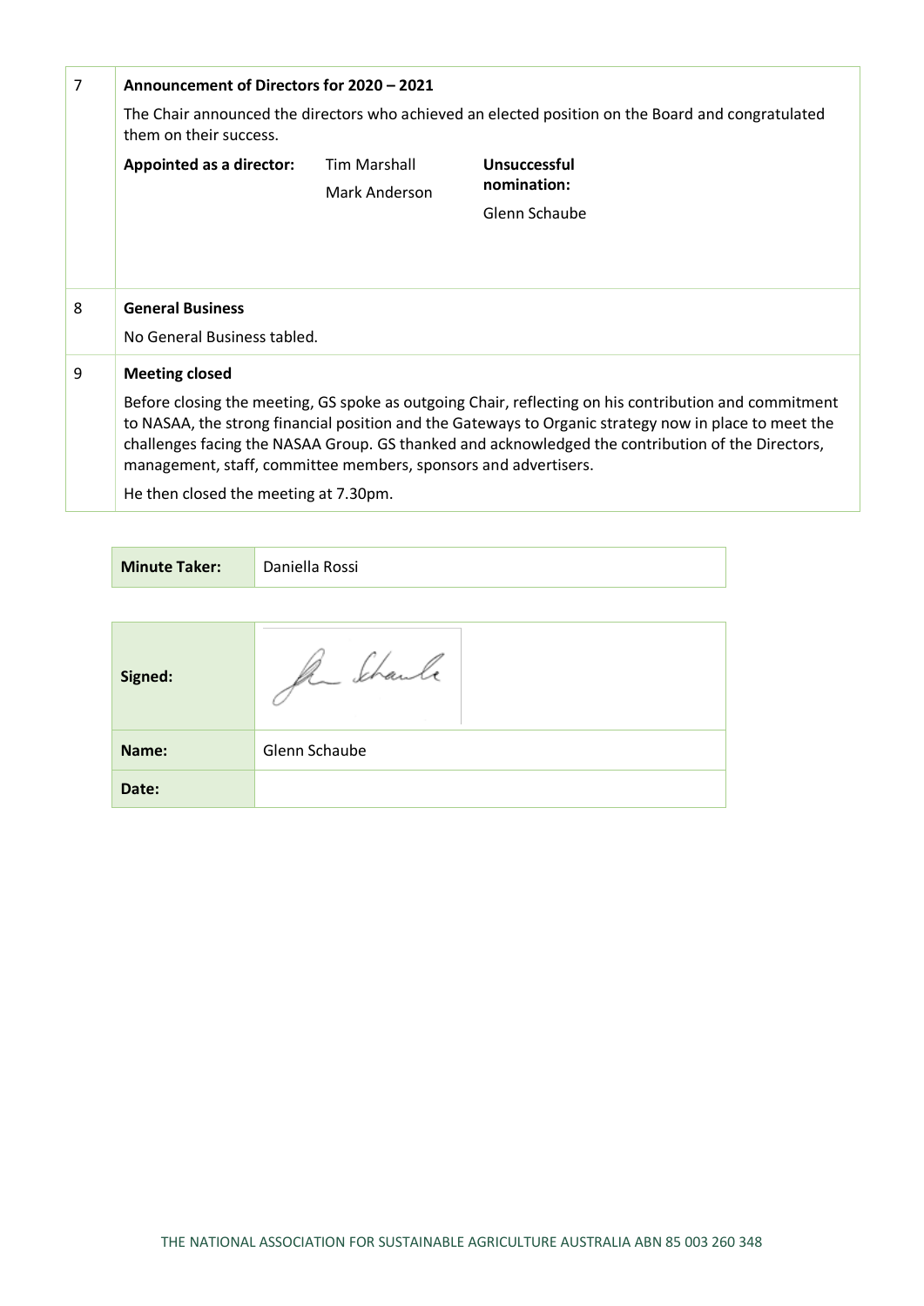| | |
|---|---|
| 7 | **Announcement of Directors for 2020 – 2021**<br><br>The Chair announced the directors who achieved an elected position on the Board and congratulated them on their success.<br><br>**Appointed as a director:** Tim Marshall, Mark Anderson<br><br>**Unsuccessful nomination:** Glenn Schaube |
| 8 | **General Business**<br><br>No General Business tabled. |
| 9 | **Meeting closed**<br><br>Before closing the meeting, GS spoke as outgoing Chair, reflecting on his contribution and commitment to NASAA, the strong financial position and the Gateways to Organic strategy now in place to meet the challenges facing the NASAA Group. GS thanked and acknowledged the contribution of the Directors, management, staff, committee members, sponsors and advertisers.<br><br>He then closed the meeting at 7.30pm. |

| | |
|---|---|
| **Minute Taker:** | Daniella Rossi |

| | |
|---|---|
| **Signed:** | |
| **Name:** | Glenn Schaube |
| **Date:** | |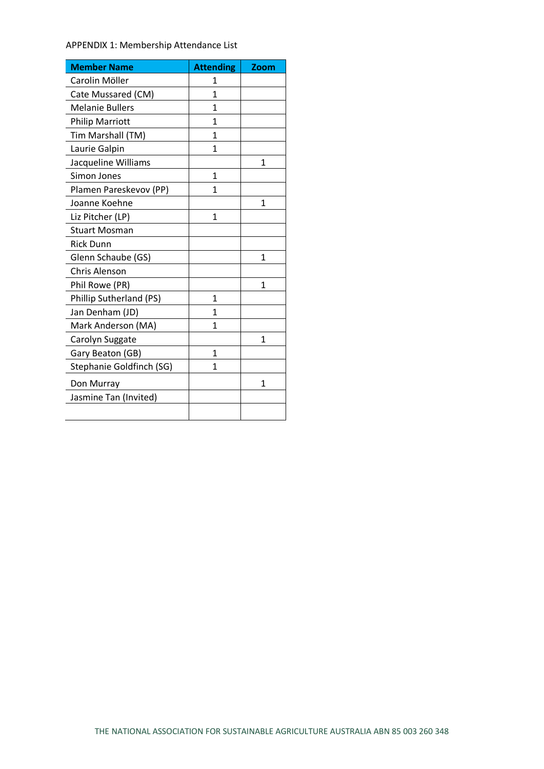APPENDIX 1: Membership Attendance List

| Member Name | Attending | Zoom |
| --- | --- | --- |
| Carolin Möller | 1 | |
| Cate Mussared (CM) | 1 | |
| Melanie Bullers | 1 | |
| Philip Marriott | 1 | |
| Tim Marshall (TM) | 1 | |
| Laurie Galpin | 1 | |
| Jacqueline Williams | | 1 |
| Simon Jones | 1 | |
| Plamen Pareskevov (PP) | 1 | |
| Joanne Koehne | | 1 |
| Liz Pitcher (LP) | 1 | |
| Stuart Mosman | | |
| Rick Dunn | | |
| Glenn Schaube (GS) | | 1 |
| Chris Alenson | | |
| Phil Rowe (PR) | | 1 |
| Phillip Sutherland (PS) | 1 | |
| Jan Denham (JD) | 1 | |
| Mark Anderson (MA) | 1 | |
| Carolyn Suggate | | 1 |
| Gary Beaton (GB) | 1 | |
| Stephanie Goldfinch (SG) | 1 | |
| Don Murray | | 1 |
| Jasmine Tan (Invited) | | |
| | | |

THE NATIONAL ASSOCIATION FOR SUSTAINABLE AGRICULTURE AUSTRALIA ABN 85 003 260 348